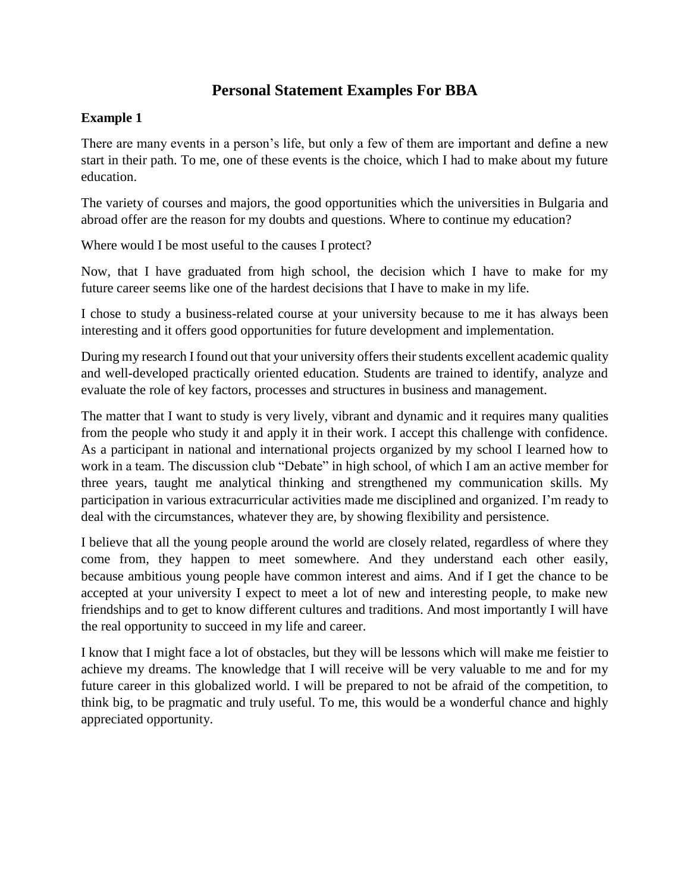# Personal Statement Examples For BBA

### Example 1

There are many events in a person's life, but only a few of them are important and define a new start in their path. To me, one of these events is the choice, which I had to make about my future education.

The variety of courses and majors, the good opportunities which the universities in Bulgaria and abroad offer are the reason for my doubts and questions. Where to continue my education?

Where would I be most useful to the causes I protect?

Now, that I have graduated from high school, the decision which I have to make for my future career seems like one of the hardest decisions that I have to make in my life.

I chose to study a business-related course at your university because to me it has always been interesting and it offers good opportunities for future development and implementation.

During my research I found out that your university offers their students excellent academic quality and well-developed practically oriented education. Students are trained to identify, analyze and evaluate the role of key factors, processes and structures in business and management.

The matter that I want to study is very lively, vibrant and dynamic and it requires many qualities from the people who study it and apply it in their work. I accept this challenge with confidence. As a participant in national and international projects organized by my school I learned how to work in a team. The discussion club "Debate" in high school, of which I am an active member for three years, taught me analytical thinking and strengthened my communication skills. My participation in various extracurricular activities made me disciplined and organized. I'm ready to deal with the circumstances, whatever they are, by showing flexibility and persistence.

I believe that all the young people around the world are closely related, regardless of where they come from, they happen to meet somewhere. And they understand each other easily, because ambitious young people have common interest and aims. And if I get the chance to be accepted at your university I expect to meet a lot of new and interesting people, to make new friendships and to get to know different cultures and traditions. And most importantly I will have the real opportunity to succeed in my life and career.

I know that I might face a lot of obstacles, but they will be lessons which will make me feistier to achieve my dreams. The knowledge that I will receive will be very valuable to me and for my future career in this globalized world. I will be prepared to not be afraid of the competition, to think big, to be pragmatic and truly useful. To me, this would be a wonderful chance and highly appreciated opportunity.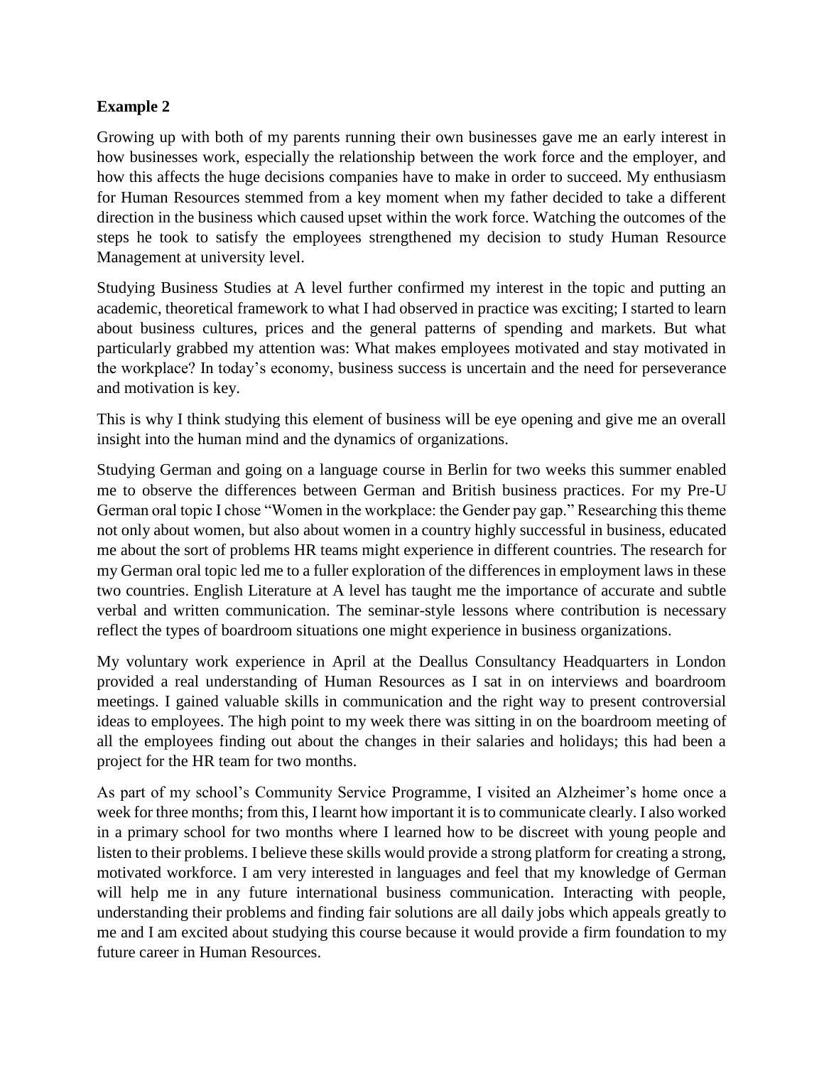**Example 2**

Growing up with both of my parents running their own businesses gave me an early interest in how businesses work, especially the relationship between the work force and the employer, and how this affects the huge decisions companies have to make in order to succeed. My enthusiasm for Human Resources stemmed from a key moment when my father decided to take a different direction in the business which caused upset within the work force. Watching the outcomes of the steps he took to satisfy the employees strengthened my decision to study Human Resource Management at university level.

Studying Business Studies at A level further confirmed my interest in the topic and putting an academic, theoretical framework to what I had observed in practice was exciting; I started to learn about business cultures, prices and the general patterns of spending and markets. But what particularly grabbed my attention was: What makes employees motivated and stay motivated in the workplace? In today's economy, business success is uncertain and the need for perseverance and motivation is key.

This is why I think studying this element of business will be eye opening and give me an overall insight into the human mind and the dynamics of organizations.

Studying German and going on a language course in Berlin for two weeks this summer enabled me to observe the differences between German and British business practices. For my Pre-U German oral topic I chose "Women in the workplace: the Gender pay gap." Researching this theme not only about women, but also about women in a country highly successful in business, educated me about the sort of problems HR teams might experience in different countries. The research for my German oral topic led me to a fuller exploration of the differences in employment laws in these two countries. English Literature at A level has taught me the importance of accurate and subtle verbal and written communication. The seminar-style lessons where contribution is necessary reflect the types of boardroom situations one might experience in business organizations.

My voluntary work experience in April at the Deallus Consultancy Headquarters in London provided a real understanding of Human Resources as I sat in on interviews and boardroom meetings. I gained valuable skills in communication and the right way to present controversial ideas to employees. The high point to my week there was sitting in on the boardroom meeting of all the employees finding out about the changes in their salaries and holidays; this had been a project for the HR team for two months.

As part of my school's Community Service Programme, I visited an Alzheimer's home once a week for three months; from this, I learnt how important it is to communicate clearly. I also worked in a primary school for two months where I learned how to be discreet with young people and listen to their problems. I believe these skills would provide a strong platform for creating a strong, motivated workforce. I am very interested in languages and feel that my knowledge of German will help me in any future international business communication. Interacting with people, understanding their problems and finding fair solutions are all daily jobs which appeals greatly to me and I am excited about studying this course because it would provide a firm foundation to my future career in Human Resources.